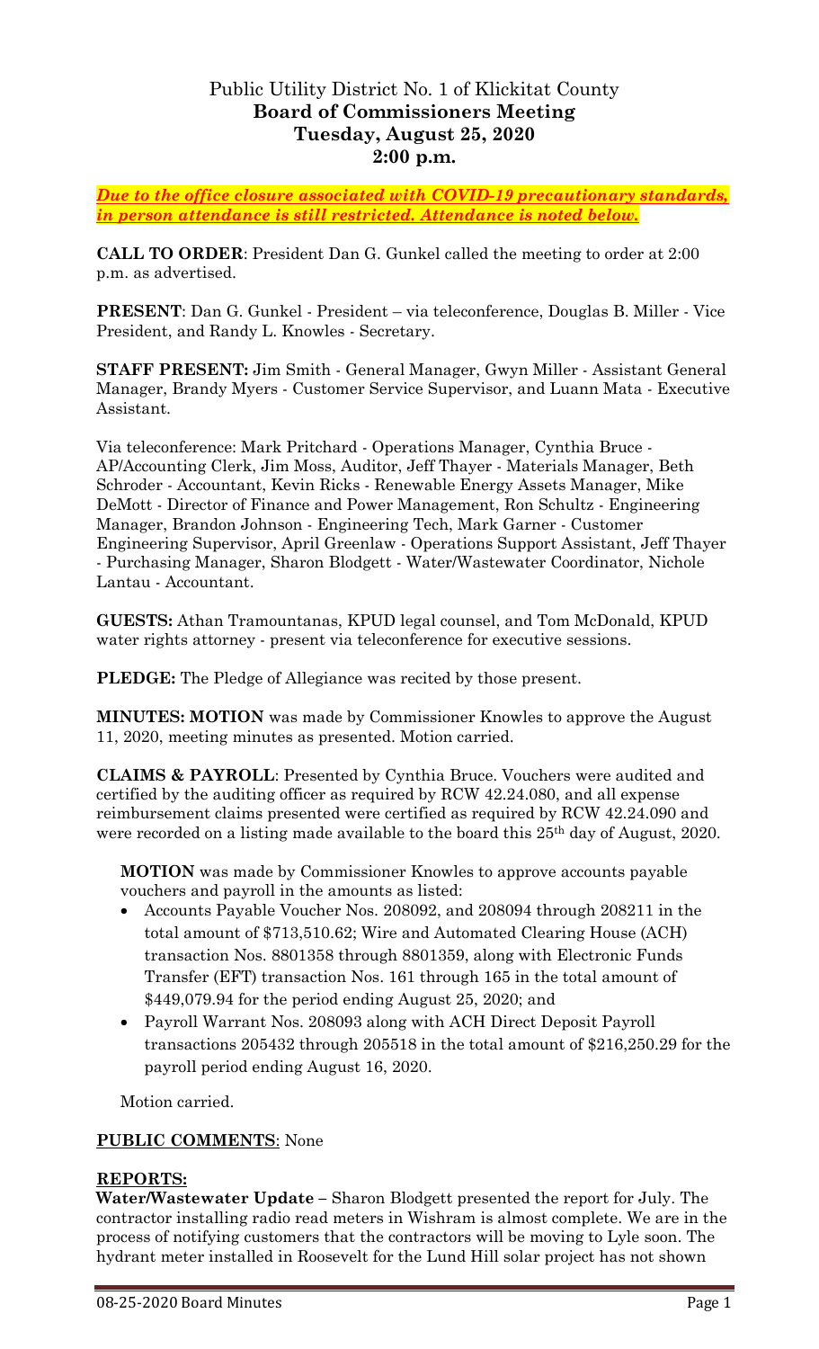# Public Utility District No. 1 of Klickitat County
## Board of Commissioners Meeting
## Tuesday, August 25, 2020
## 2:00 p.m.

***Due to the office closure associated with COVID-19 precautionary standards, in person attendance is still restricted. Attendance is noted below.***

**CALL TO ORDER**: President Dan G. Gunkel called the meeting to order at 2:00 p.m. as advertised.

**PRESENT**: Dan G. Gunkel - President – via teleconference, Douglas B. Miller - Vice President, and Randy L. Knowles - Secretary.

**STAFF PRESENT:** Jim Smith - General Manager, Gwyn Miller - Assistant General Manager, Brandy Myers - Customer Service Supervisor, and Luann Mata - Executive Assistant.

Via teleconference: Mark Pritchard - Operations Manager, Cynthia Bruce - AP/Accounting Clerk, Jim Moss, Auditor, Jeff Thayer - Materials Manager, Beth Schroder - Accountant, Kevin Ricks - Renewable Energy Assets Manager, Mike DeMott - Director of Finance and Power Management, Ron Schultz - Engineering Manager, Brandon Johnson - Engineering Tech, Mark Garner - Customer Engineering Supervisor, April Greenlaw - Operations Support Assistant, Jeff Thayer - Purchasing Manager, Sharon Blodgett - Water/Wastewater Coordinator, Nichole Lantau - Accountant.

**GUESTS:** Athan Tramountanas, KPUD legal counsel, and Tom McDonald, KPUD water rights attorney - present via teleconference for executive sessions.

**PLEDGE:** The Pledge of Allegiance was recited by those present.

**MINUTES: MOTION** was made by Commissioner Knowles to approve the August 11, 2020, meeting minutes as presented. Motion carried.

**CLAIMS & PAYROLL**: Presented by Cynthia Bruce. Vouchers were audited and certified by the auditing officer as required by RCW 42.24.080, and all expense reimbursement claims presented were certified as required by RCW 42.24.090 and were recorded on a listing made available to the board this 25th day of August, 2020.

**MOTION** was made by Commissioner Knowles to approve accounts payable vouchers and payroll in the amounts as listed:

- Accounts Payable Voucher Nos. 208092, and 208094 through 208211 in the total amount of $713,510.62; Wire and Automated Clearing House (ACH) transaction Nos. 8801358 through 8801359, along with Electronic Funds Transfer (EFT) transaction Nos. 161 through 165 in the total amount of $449,079.94 for the period ending August 25, 2020; and
- Payroll Warrant Nos. 208093 along with ACH Direct Deposit Payroll transactions 205432 through 205518 in the total amount of $216,250.29 for the payroll period ending August 16, 2020.

Motion carried.

**PUBLIC COMMENTS**: None

**REPORTS:**

**Water/Wastewater Update –** Sharon Blodgett presented the report for July. The contractor installing radio read meters in Wishram is almost complete. We are in the process of notifying customers that the contractors will be moving to Lyle soon. The hydrant meter installed in Roosevelt for the Lund Hill solar project has not shown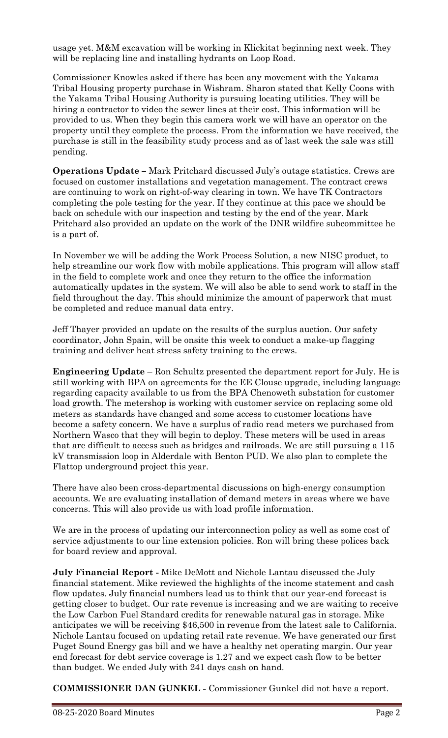usage yet. M&M excavation will be working in Klickitat beginning next week. They will be replacing line and installing hydrants on Loop Road.

Commissioner Knowles asked if there has been any movement with the Yakama Tribal Housing property purchase in Wishram. Sharon stated that Kelly Coons with the Yakama Tribal Housing Authority is pursuing locating utilities. They will be hiring a contractor to video the sewer lines at their cost. This information will be provided to us. When they begin this camera work we will have an operator on the property until they complete the process. From the information we have received, the purchase is still in the feasibility study process and as of last week the sale was still pending.

**Operations Update –** Mark Pritchard discussed July's outage statistics. Crews are focused on customer installations and vegetation management. The contract crews are continuing to work on right-of-way clearing in town. We have TK Contractors completing the pole testing for the year. If they continue at this pace we should be back on schedule with our inspection and testing by the end of the year. Mark Pritchard also provided an update on the work of the DNR wildfire subcommittee he is a part of.

In November we will be adding the Work Process Solution, a new NISC product, to help streamline our work flow with mobile applications. This program will allow staff in the field to complete work and once they return to the office the information automatically updates in the system. We will also be able to send work to staff in the field throughout the day. This should minimize the amount of paperwork that must be completed and reduce manual data entry.

Jeff Thayer provided an update on the results of the surplus auction. Our safety coordinator, John Spain, will be onsite this week to conduct a make-up flagging training and deliver heat stress safety training to the crews.

**Engineering Update** – Ron Schultz presented the department report for July. He is still working with BPA on agreements for the EE Clouse upgrade, including language regarding capacity available to us from the BPA Chenoweth substation for customer load growth. The metershop is working with customer service on replacing some old meters as standards have changed and some access to customer locations have become a safety concern. We have a surplus of radio read meters we purchased from Northern Wasco that they will begin to deploy. These meters will be used in areas that are difficult to access such as bridges and railroads. We are still pursuing a 115 kV transmission loop in Alderdale with Benton PUD. We also plan to complete the Flattop underground project this year.

There have also been cross-departmental discussions on high-energy consumption accounts. We are evaluating installation of demand meters in areas where we have concerns. This will also provide us with load profile information.

We are in the process of updating our interconnection policy as well as some cost of service adjustments to our line extension policies. Ron will bring these polices back for board review and approval.

**July Financial Report -** Mike DeMott and Nichole Lantau discussed the July financial statement. Mike reviewed the highlights of the income statement and cash flow updates. July financial numbers lead us to think that our year-end forecast is getting closer to budget. Our rate revenue is increasing and we are waiting to receive the Low Carbon Fuel Standard credits for renewable natural gas in storage. Mike anticipates we will be receiving $46,500 in revenue from the latest sale to California. Nichole Lantau focused on updating retail rate revenue. We have generated our first Puget Sound Energy gas bill and we have a healthy net operating margin. Our year end forecast for debt service coverage is 1.27 and we expect cash flow to be better than budget. We ended July with 241 days cash on hand.

**COMMISSIONER DAN GUNKEL -** Commissioner Gunkel did not have a report.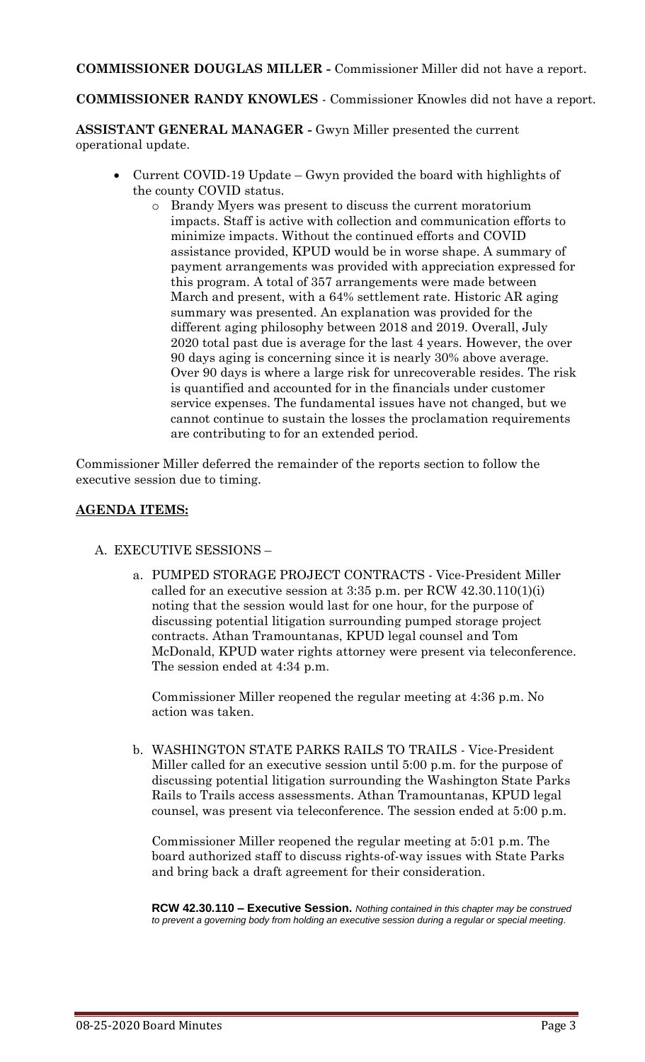**COMMISSIONER DOUGLAS MILLER -** Commissioner Miller did not have a report.

**COMMISSIONER RANDY KNOWLES** - Commissioner Knowles did not have a report.

**ASSISTANT GENERAL MANAGER -** Gwyn Miller presented the current operational update.

- Current COVID-19 Update – Gwyn provided the board with highlights of the county COVID status.
  - Brandy Myers was present to discuss the current moratorium impacts. Staff is active with collection and communication efforts to minimize impacts. Without the continued efforts and COVID assistance provided, KPUD would be in worse shape. A summary of payment arrangements was provided with appreciation expressed for this program. A total of 357 arrangements were made between March and present, with a 64% settlement rate. Historic AR aging summary was presented. An explanation was provided for the different aging philosophy between 2018 and 2019. Overall, July 2020 total past due is average for the last 4 years. However, the over 90 days aging is concerning since it is nearly 30% above average. Over 90 days is where a large risk for unrecoverable resides. The risk is quantified and accounted for in the financials under customer service expenses. The fundamental issues have not changed, but we cannot continue to sustain the losses the proclamation requirements are contributing to for an extended period.

Commissioner Miller deferred the remainder of the reports section to follow the executive session due to timing.

**AGENDA ITEMS:**

A. EXECUTIVE SESSIONS –

a. PUMPED STORAGE PROJECT CONTRACTS - Vice-President Miller called for an executive session at 3:35 p.m. per RCW 42.30.110(1)(i) noting that the session would last for one hour, for the purpose of discussing potential litigation surrounding pumped storage project contracts. Athan Tramountanas, KPUD legal counsel and Tom McDonald, KPUD water rights attorney were present via teleconference. The session ended at 4:34 p.m.

Commissioner Miller reopened the regular meeting at 4:36 p.m. No action was taken.

b. WASHINGTON STATE PARKS RAILS TO TRAILS - Vice-President Miller called for an executive session until 5:00 p.m. for the purpose of discussing potential litigation surrounding the Washington State Parks Rails to Trails access assessments. Athan Tramountanas, KPUD legal counsel, was present via teleconference. The session ended at 5:00 p.m.

Commissioner Miller reopened the regular meeting at 5:01 p.m. The board authorized staff to discuss rights-of-way issues with State Parks and bring back a draft agreement for their consideration.

**RCW 42.30.110 – Executive Session.** *Nothing contained in this chapter may be construed to prevent a governing body from holding an executive session during a regular or special meeting.*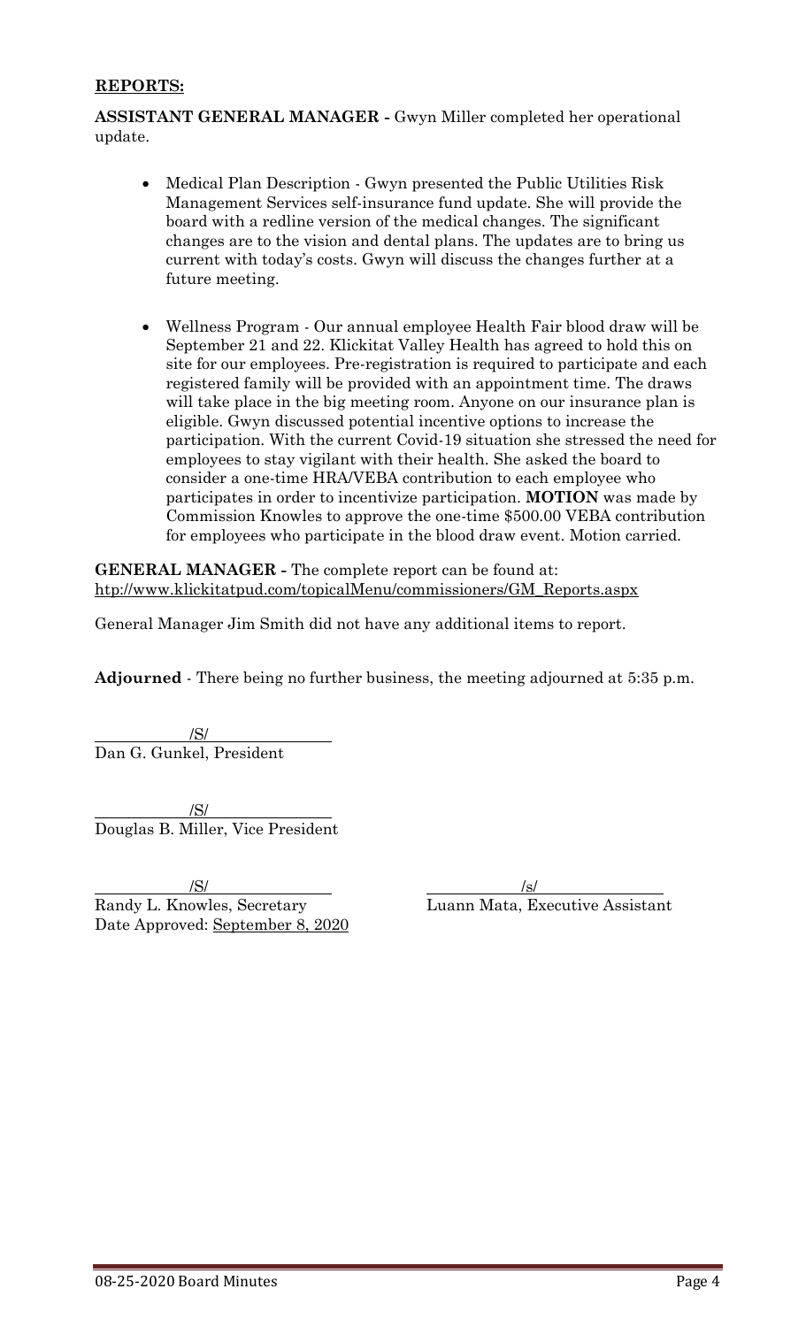**REPORTS:**

**ASSISTANT GENERAL MANAGER -** Gwyn Miller completed her operational update.

- Medical Plan Description - Gwyn presented the Public Utilities Risk Management Services self-insurance fund update. She will provide the board with a redline version of the medical changes. The significant changes are to the vision and dental plans. The updates are to bring us current with today's costs. Gwyn will discuss the changes further at a future meeting.

- Wellness Program - Our annual employee Health Fair blood draw will be September 21 and 22. Klickitat Valley Health has agreed to hold this on site for our employees. Pre-registration is required to participate and each registered family will be provided with an appointment time. The draws will take place in the big meeting room. Anyone on our insurance plan is eligible. Gwyn discussed potential incentive options to increase the participation. With the current Covid-19 situation she stressed the need for employees to stay vigilant with their health. She asked the board to consider a one-time HRA/VEBA contribution to each employee who participates in order to incentivize participation. **MOTION** was made by Commission Knowles to approve the one-time $500.00 VEBA contribution for employees who participate in the blood draw event. Motion carried.

**GENERAL MANAGER -** The complete report can be found at: http://www.klickitatpud.com/topicalMenu/commissioners/GM_Reports.aspx

General Manager Jim Smith did not have any additional items to report.

**Adjourned** - There being no further business, the meeting adjourned at 5:35 p.m.

/S/
Dan G. Gunkel, President

/S/
Douglas B. Miller, Vice President

/S/
Randy L. Knowles, Secretary
Date Approved: September 8, 2020

/s/
Luann Mata, Executive Assistant